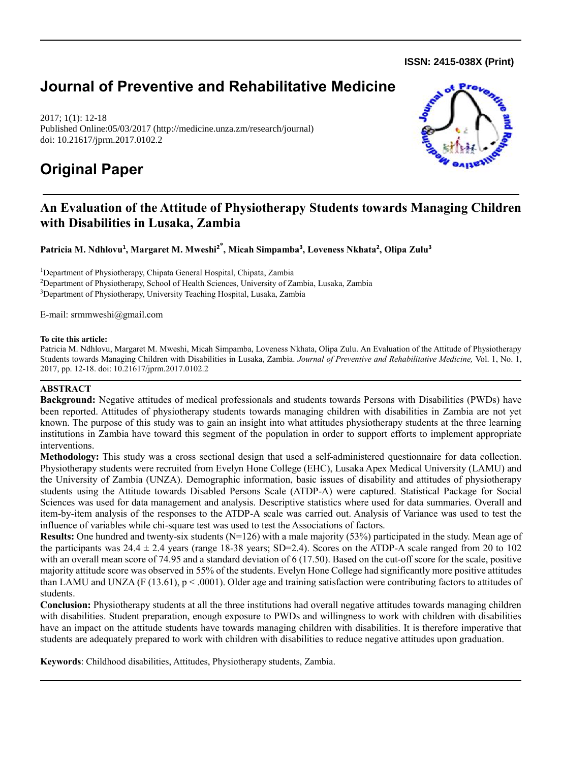ISSN: 2415-038X (Print)

# Journal of Preventive and Rehabilitative Medicine

2017; 1(1): 12-18
Published Online:05/03/2017 (http://medicine.unza.zm/research/journal)
doi: 10.21617/jprm.2017.0102.2

## Original Paper

## An Evaluation of the Attitude of Physiotherapy Students towards Managing Children with Disabilities in Lusaka, Zambia

**Patricia M. Ndhlovu[1], Margaret M. Mweshi[2*], Micah Simpamba[3], Loveness Nkhata[2], Olipa Zulu[3]**

[1]Department of Physiotherapy, Chipata General Hospital, Chipata, Zambia
[2]Department of Physiotherapy, School of Health Sciences, University of Zambia, Lusaka, Zambia
[3]Department of Physiotherapy, University Teaching Hospital, Lusaka, Zambia

E-mail: srmmweshi@gmail.com

**To cite this article:**
Patricia M. Ndhlovu, Margaret M. Mweshi, Micah Simpamba, Loveness Nkhata, Olipa Zulu. An Evaluation of the Attitude of Physiotherapy Students towards Managing Children with Disabilities in Lusaka, Zambia. *Journal of Preventive and Rehabilitative Medicine,* Vol. 1, No. 1, 2017, pp. 12-18. doi: 10.21617/jprm.2017.0102.2

### ABSTRACT

**Background:** Negative attitudes of medical professionals and students towards Persons with Disabilities (PWDs) have been reported. Attitudes of physiotherapy students towards managing children with disabilities in Zambia are not yet known. The purpose of this study was to gain an insight into what attitudes physiotherapy students at the three learning institutions in Zambia have toward this segment of the population in order to support efforts to implement appropriate interventions.

**Methodology:** This study was a cross sectional design that used a self-administered questionnaire for data collection. Physiotherapy students were recruited from Evelyn Hone College (EHC), Lusaka Apex Medical University (LAMU) and the University of Zambia (UNZA). Demographic information, basic issues of disability and attitudes of physiotherapy students using the Attitude towards Disabled Persons Scale (ATDP-A) were captured. Statistical Package for Social Sciences was used for data management and analysis. Descriptive statistics where used for data summaries. Overall and item-by-item analysis of the responses to the ATDP-A scale was carried out. Analysis of Variance was used to test the influence of variables while chi-square test was used to test the Associations of factors.

**Results:** One hundred and twenty-six students (N=126) with a male majority (53%) participated in the study. Mean age of the participants was $24.4 \pm 2.4$ years (range 18-38 years; SD=2.4). Scores on the ATDP-A scale ranged from 20 to 102 with an overall mean score of 74.95 and a standard deviation of 6 (17.50). Based on the cut-off score for the scale, positive majority attitude score was observed in 55% of the students. Evelyn Hone College had significantly more positive attitudes than LAMU and UNZA (F (13.61), $p < .0001$). Older age and training satisfaction were contributing factors to attitudes of students.

**Conclusion:** Physiotherapy students at all the three institutions had overall negative attitudes towards managing children with disabilities. Student preparation, enough exposure to PWDs and willingness to work with children with disabilities have an impact on the attitude students have towards managing children with disabilities. It is therefore imperative that students are adequately prepared to work with children with disabilities to reduce negative attitudes upon graduation.

**Keywords**: Childhood disabilities, Attitudes, Physiotherapy students, Zambia.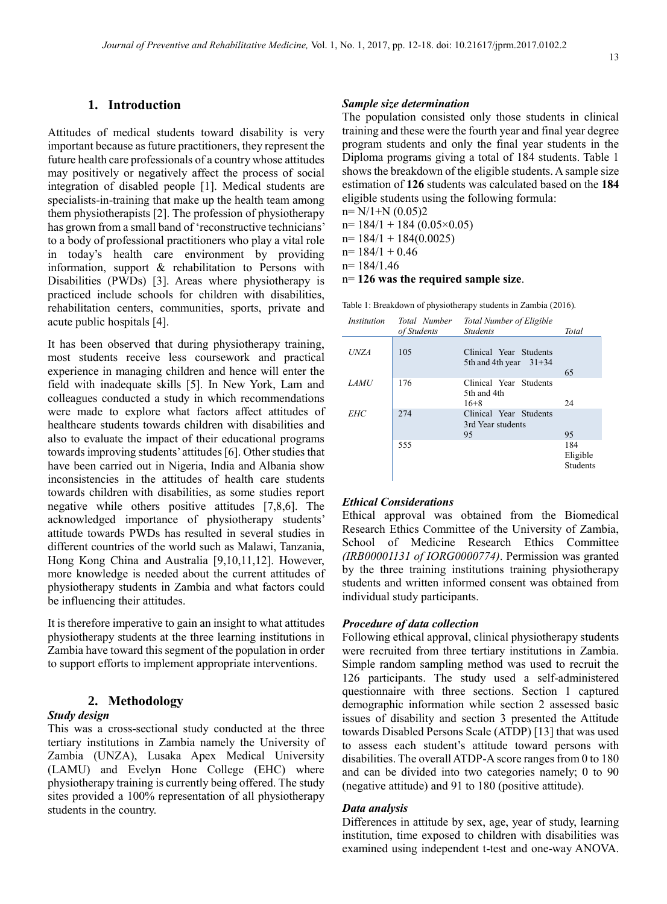## 1. Introduction

Attitudes of medical students toward disability is very important because as future practitioners, they represent the future health care professionals of a country whose attitudes may positively or negatively affect the process of social integration of disabled people [1]. Medical students are specialists-in-training that make up the health team among them physiotherapists [2]. The profession of physiotherapy has grown from a small band of 'reconstructive technicians' to a body of professional practitioners who play a vital role in today's health care environment by providing information, support & rehabilitation to Persons with Disabilities (PWDs) [3]. Areas where physiotherapy is practiced include schools for children with disabilities, rehabilitation centers, communities, sports, private and acute public hospitals [4].

It has been observed that during physiotherapy training, most students receive less coursework and practical experience in managing children and hence will enter the field with inadequate skills [5]. In New York, Lam and colleagues conducted a study in which recommendations were made to explore what factors affect attitudes of healthcare students towards children with disabilities and also to evaluate the impact of their educational programs towards improving students' attitudes [6]. Other studies that have been carried out in Nigeria, India and Albania show inconsistencies in the attitudes of health care students towards children with disabilities, as some studies report negative while others positive attitudes [7,8,6]. The acknowledged importance of physiotherapy students' attitude towards PWDs has resulted in several studies in different countries of the world such as Malawi, Tanzania, Hong Kong China and Australia [9,10,11,12]. However, more knowledge is needed about the current attitudes of physiotherapy students in Zambia and what factors could be influencing their attitudes.

It is therefore imperative to gain an insight to what attitudes physiotherapy students at the three learning institutions in Zambia have toward this segment of the population in order to support efforts to implement appropriate interventions.

## 2. Methodology

***Study design***

This was a cross-sectional study conducted at the three tertiary institutions in Zambia namely the University of Zambia (UNZA), Lusaka Apex Medical University (LAMU) and Evelyn Hone College (EHC) where physiotherapy training is currently being offered. The study sites provided a 100% representation of all physiotherapy students in the country.

***Sample size determination***

The population consisted only those students in clinical training and these were the fourth year and final year degree program students and only the final year students in the Diploma programs giving a total of 184 students. Table 1 shows the breakdown of the eligible students. A sample size estimation of **126** students was calculated based on the **184** eligible students using the following formula:

n= N/1+N (0.05)2

n= 184/1 + 184 (0.05×0.05)

n= 184/1 + 184(0.0025)

n= 184/1 + 0.46

n= 184/1.46

n= **126 was the required sample size**.

Table 1: Breakdown of physiotherapy students in Zambia (2016).

| *Institution* | *Total Number of Students* | *Total Number of Eligible Students* | *Total* |
|---|---|---|---|
| *UNZA* | 105 | Clinical Year Students 5th and 4th year 31+34 | 65 |
| *LAMU* | 176 | Clinical Year Students 5th and 4th 16+8 | 24 |
| *EHC* | 274 | Clinical Year Students 3rd Year students 95 | 95 |
| | 555 | | 184 Eligible Students |

***Ethical Considerations***

Ethical approval was obtained from the Biomedical Research Ethics Committee of the University of Zambia, School of Medicine Research Ethics Committee *(IRB00001131 of IORG0000774)*. Permission was granted by the three training institutions training physiotherapy students and written informed consent was obtained from individual study participants.

***Procedure of data collection***

Following ethical approval, clinical physiotherapy students were recruited from three tertiary institutions in Zambia. Simple random sampling method was used to recruit the 126 participants. The study used a self-administered questionnaire with three sections. Section 1 captured demographic information while section 2 assessed basic issues of disability and section 3 presented the Attitude towards Disabled Persons Scale (ATDP) [13] that was used to assess each student's attitude toward persons with disabilities. The overall ATDP-A score ranges from 0 to 180 and can be divided into two categories namely; 0 to 90 (negative attitude) and 91 to 180 (positive attitude).

***Data analysis***

Differences in attitude by sex, age, year of study, learning institution, time exposed to children with disabilities was examined using independent t-test and one-way ANOVA.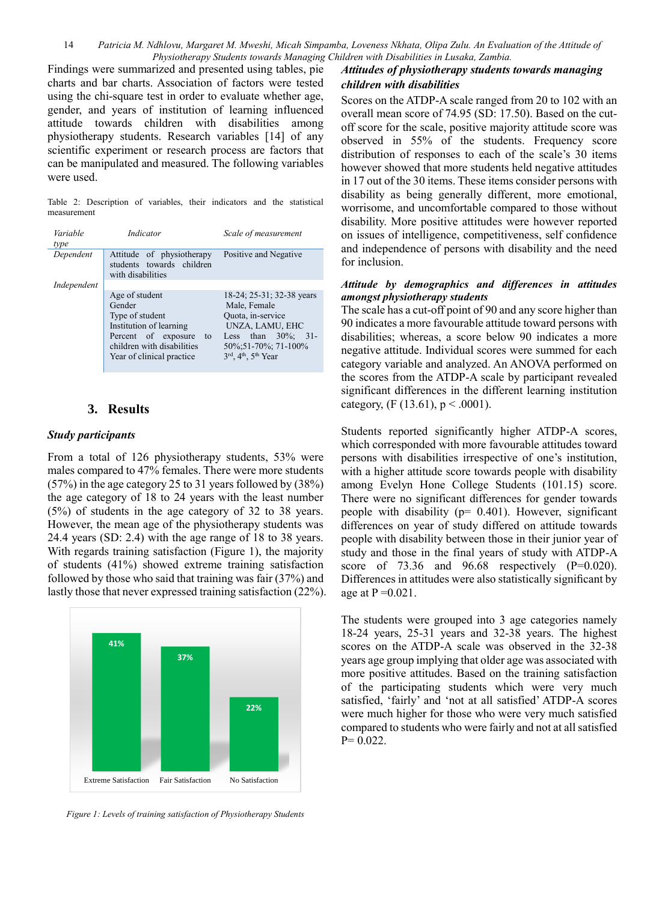Findings were summarized and presented using tables, pie charts and bar charts. Association of factors were tested using the chi-square test in order to evaluate whether age, gender, and years of institution of learning influenced attitude towards children with disabilities among physiotherapy students. Research variables [14] of any scientific experiment or research process are factors that can be manipulated and measured. The following variables were used.

Table 2: Description of variables, their indicators and the statistical measurement

| *Variable type* | *Indicator* | *Scale of measurement* |
|---|---|---|
| *Dependent* | Attitude of physiotherapy students towards children with disabilities | Positive and Negative |
| *Independent* | | |
| | Age of student | 18-24; 25-31; 32-38 years |
| | Gender | Male, Female |
| | Type of student | Quota, in-service |
| | Institution of learning | UNZA, LAMU, EHC |
| | Percent of exposure to children with disabilities | Less than 30%; 31-50%;51-70%; 71-100% |
| | Year of clinical practice | 3rd, 4th, 5th Year |

## 3. Results

### *Study participants*

From a total of 126 physiotherapy students, 53% were males compared to 47% females. There were more students (57%) in the age category 25 to 31 years followed by (38%) the age category of 18 to 24 years with the least number (5%) of students in the age category of 32 to 38 years. However, the mean age of the physiotherapy students was 24.4 years (SD: 2.4) with the age range of 18 to 38 years. With regards training satisfaction (Figure 1), the majority of students (41%) showed extreme training satisfaction followed by those who said that training was fair (37%) and lastly those that never expressed training satisfaction (22%).

| Extreme Satisfaction | Fair Satisfaction | No Satisfaction |
|---|---|---|
| 41% | 37% | 22% |

*Figure 1: Levels of training satisfaction of Physiotherapy Students*

### *Attitudes of physiotherapy students towards managing children with disabilities*

Scores on the ATDP-A scale ranged from 20 to 102 with an overall mean score of 74.95 (SD: 17.50). Based on the cut-off score for the scale, positive majority attitude score was observed in 55% of the students. Frequency score distribution of responses to each of the scale's 30 items however showed that more students held negative attitudes in 17 out of the 30 items. These items consider persons with disability as being generally different, more emotional, worrisome, and uncomfortable compared to those without disability. More positive attitudes were however reported on issues of intelligence, competitiveness, self confidence and independence of persons with disability and the need for inclusion.

### *Attitude by demographics and differences in attitudes amongst physiotherapy students*

The scale has a cut-off point of 90 and any score higher than 90 indicates a more favourable attitude toward persons with disabilities; whereas, a score below 90 indicates a more negative attitude. Individual scores were summed for each category variable and analyzed. An ANOVA performed on the scores from the ATDP-A scale by participant revealed significant differences in the different learning institution category, (F (13.61), $p < .0001$).

Students reported significantly higher ATDP-A scores, which corresponded with more favourable attitudes toward persons with disabilities irrespective of one's institution, with a higher attitude score towards people with disability among Evelyn Hone College Students (101.15) score. There were no significant differences for gender towards people with disability ($p = 0.401$). However, significant differences on year of study differed on attitude towards people with disability between those in their junior year of study and those in the final years of study with ATDP-A score of 73.36 and 96.68 respectively ($P=0.020$). Differences in attitudes were also statistically significant by age at $P = 0.021$.

The students were grouped into 3 age categories namely 18-24 years, 25-31 years and 32-38 years. The highest scores on the ATDP-A scale was observed in the 32-38 years age group implying that older age was associated with more positive attitudes. Based on the training satisfaction of the participating students which were very much satisfied, 'fairly' and 'not at all satisfied' ATDP-A scores were much higher for those who were very much satisfied compared to students who were fairly and not at all satisfied $P = 0.022$.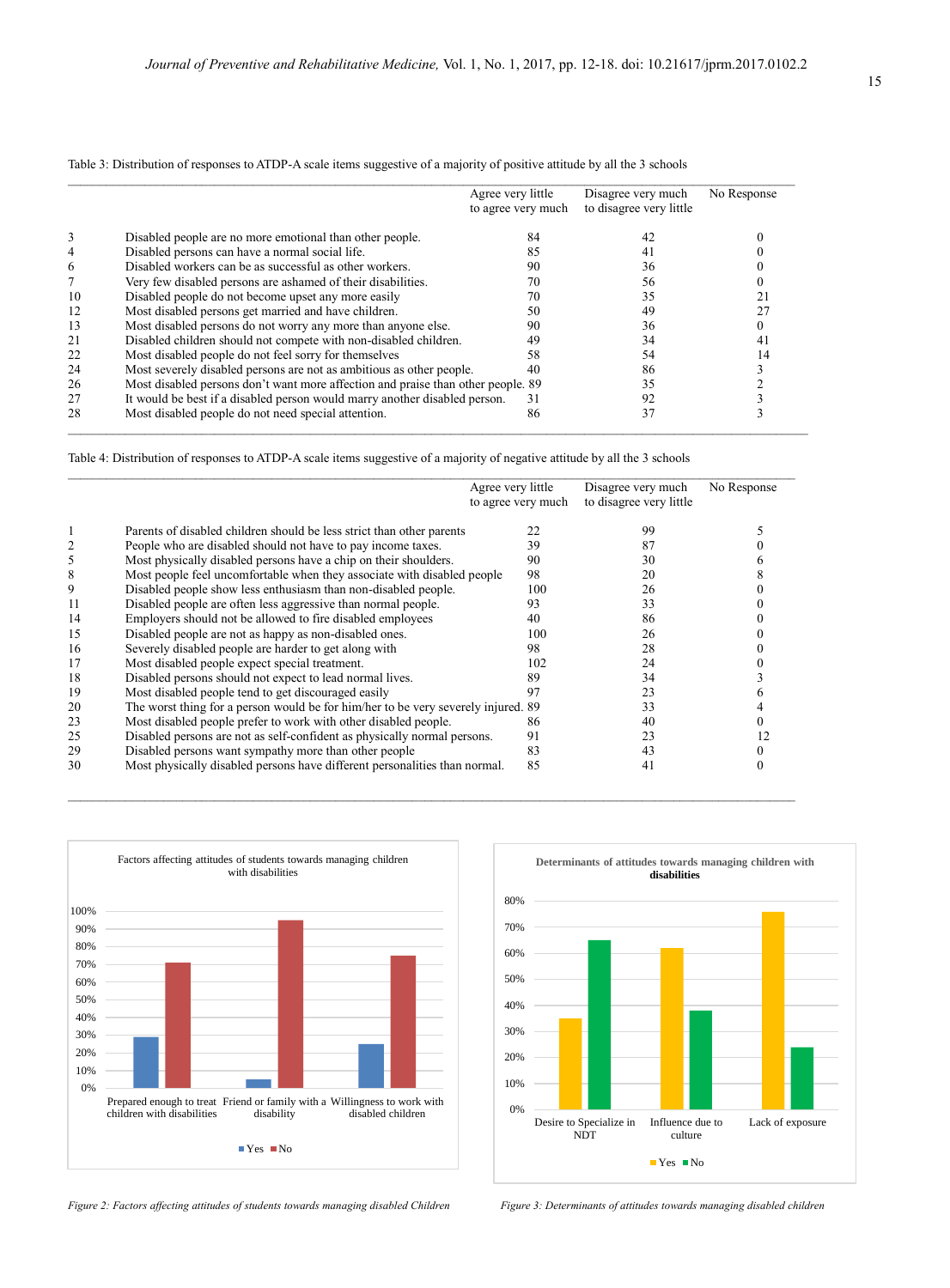Table 3: Distribution of responses to ATDP-A scale items suggestive of a majority of positive attitude by all the 3 schools

| | | Agree very little to agree very much | Disagree very much to disagree very little | No Response |
|---|---|---|---|---|
| 3 | Disabled people are no more emotional than other people. | 84 | 42 | 0 |
| 4 | Disabled persons can have a normal social life. | 85 | 41 | 0 |
| 6 | Disabled workers can be as successful as other workers. | 90 | 36 | 0 |
| 7 | Very few disabled persons are ashamed of their disabilities. | 70 | 56 | 0 |
| 10 | Disabled people do not become upset any more easily | 70 | 35 | 21 |
| 12 | Most disabled persons get married and have children. | 50 | 49 | 27 |
| 13 | Most disabled persons do not worry any more than anyone else. | 90 | 36 | 0 |
| 21 | Disabled children should not compete with non-disabled children. | 49 | 34 | 41 |
| 22 | Most disabled people do not feel sorry for themselves | 58 | 54 | 14 |
| 24 | Most severely disabled persons are not as ambitious as other people. | 40 | 86 | 3 |
| 26 | Most disabled persons don't want more affection and praise than other people. | 89 | 35 | 2 |
| 27 | It would be best if a disabled person would marry another disabled person. | 31 | 92 | 3 |
| 28 | Most disabled people do not need special attention. | 86 | 37 | 3 |

Table 4: Distribution of responses to ATDP-A scale items suggestive of a majority of negative attitude by all the 3 schools

| | | Agree very little to agree very much | Disagree very much to disagree very little | No Response |
|---|---|---|---|---|
| 1 | Parents of disabled children should be less strict than other parents | 22 | 99 | 5 |
| 2 | People who are disabled should not have to pay income taxes. | 39 | 87 | 0 |
| 5 | Most physically disabled persons have a chip on their shoulders. | 90 | 30 | 6 |
| 8 | Most people feel uncomfortable when they associate with disabled people | 98 | 20 | 8 |
| 9 | Disabled people show less enthusiasm than non-disabled people. | 100 | 26 | 0 |
| 11 | Disabled people are often less aggressive than normal people. | 93 | 33 | 0 |
| 14 | Employers should not be allowed to fire disabled employees | 40 | 86 | 0 |
| 15 | Disabled people are not as happy as non-disabled ones. | 100 | 26 | 0 |
| 16 | Severely disabled people are harder to get along with | 98 | 28 | 0 |
| 17 | Most disabled people expect special treatment. | 102 | 24 | 0 |
| 18 | Disabled persons should not expect to lead normal lives. | 89 | 34 | 3 |
| 19 | Most disabled people tend to get discouraged easily | 97 | 23 | 6 |
| 20 | The worst thing for a person would be for him/her to be very severely injured. | 89 | 33 | 4 |
| 23 | Most disabled people prefer to work with other disabled people. | 86 | 40 | 0 |
| 25 | Disabled persons are not as self-confident as physically normal persons. | 91 | 23 | 12 |
| 29 | Disabled persons want sympathy more than other people | 83 | 43 | 0 |
| 30 | Most physically disabled persons have different personalities than normal. | 85 | 41 | 0 |

Figure 2: Factors affecting attitudes of students towards managing disabled Children

Figure 3: Determinants of attitudes towards managing disabled children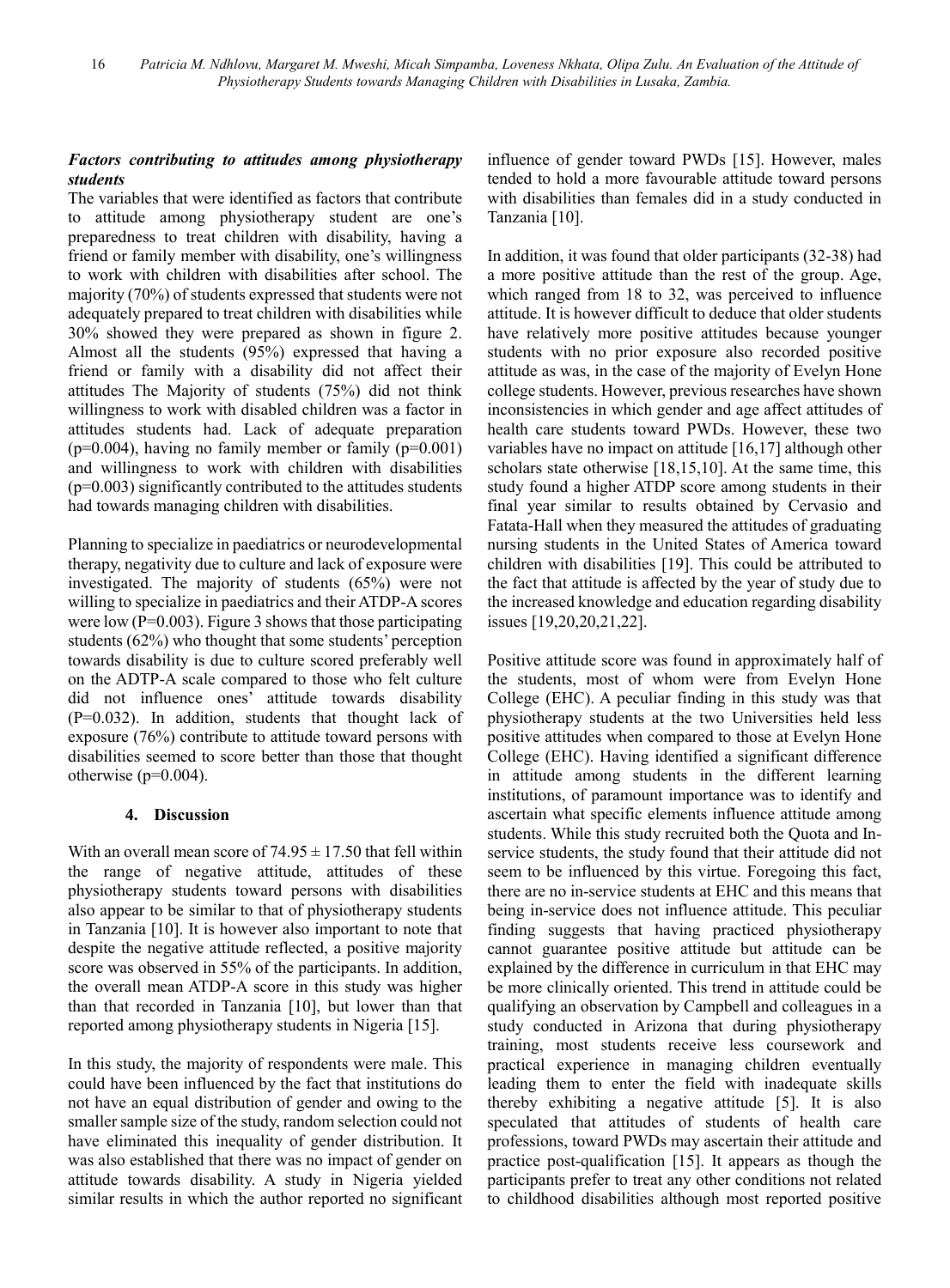### *Factors contributing to attitudes among physiotherapy students*

The variables that were identified as factors that contribute to attitude among physiotherapy student are one's preparedness to treat children with disability, having a friend or family member with disability, one's willingness to work with children with disabilities after school. The majority (70%) of students expressed that students were not adequately prepared to treat children with disabilities while 30% showed they were prepared as shown in figure 2. Almost all the students (95%) expressed that having a friend or family with a disability did not affect their attitudes The Majority of students (75%) did not think willingness to work with disabled children was a factor in attitudes students had. Lack of adequate preparation (p=0.004), having no family member or family (p=0.001) and willingness to work with children with disabilities (p=0.003) significantly contributed to the attitudes students had towards managing children with disabilities.

Planning to specialize in paediatrics or neurodevelopmental therapy, negativity due to culture and lack of exposure were investigated. The majority of students (65%) were not willing to specialize in paediatrics and their ATDP-A scores were low (P=0.003). Figure 3 shows that those participating students (62%) who thought that some students' perception towards disability is due to culture scored preferably well on the ADTP-A scale compared to those who felt culture did not influence ones' attitude towards disability (P=0.032). In addition, students that thought lack of exposure (76%) contribute to attitude toward persons with disabilities seemed to score better than those that thought otherwise (p=0.004).

## 4. Discussion

With an overall mean score of 74.95 ± 17.50 that fell within the range of negative attitude, attitudes of these physiotherapy students toward persons with disabilities also appear to be similar to that of physiotherapy students in Tanzania [10]. It is however also important to note that despite the negative attitude reflected, a positive majority score was observed in 55% of the participants. In addition, the overall mean ATDP-A score in this study was higher than that recorded in Tanzania [10], but lower than that reported among physiotherapy students in Nigeria [15].

In this study, the majority of respondents were male. This could have been influenced by the fact that institutions do not have an equal distribution of gender and owing to the smaller sample size of the study, random selection could not have eliminated this inequality of gender distribution. It was also established that there was no impact of gender on attitude towards disability. A study in Nigeria yielded similar results in which the author reported no significant influence of gender toward PWDs [15]. However, males tended to hold a more favourable attitude toward persons with disabilities than females did in a study conducted in Tanzania [10].

In addition, it was found that older participants (32-38) had a more positive attitude than the rest of the group. Age, which ranged from 18 to 32, was perceived to influence attitude. It is however difficult to deduce that older students have relatively more positive attitudes because younger students with no prior exposure also recorded positive attitude as was, in the case of the majority of Evelyn Hone college students. However, previous researches have shown inconsistencies in which gender and age affect attitudes of health care students toward PWDs. However, these two variables have no impact on attitude [16,17] although other scholars state otherwise [18,15,10]. At the same time, this study found a higher ATDP score among students in their final year similar to results obtained by Cervasio and Fatata-Hall when they measured the attitudes of graduating nursing students in the United States of America toward children with disabilities [19]. This could be attributed to the fact that attitude is affected by the year of study due to the increased knowledge and education regarding disability issues [19,20,20,21,22].

Positive attitude score was found in approximately half of the students, most of whom were from Evelyn Hone College (EHC). A peculiar finding in this study was that physiotherapy students at the two Universities held less positive attitudes when compared to those at Evelyn Hone College (EHC). Having identified a significant difference in attitude among students in the different learning institutions, of paramount importance was to identify and ascertain what specific elements influence attitude among students. While this study recruited both the Quota and In-service students, the study found that their attitude did not seem to be influenced by this virtue. Foregoing this fact, there are no in-service students at EHC and this means that being in-service does not influence attitude. This peculiar finding suggests that having practiced physiotherapy cannot guarantee positive attitude but attitude can be explained by the difference in curriculum in that EHC may be more clinically oriented. This trend in attitude could be qualifying an observation by Campbell and colleagues in a study conducted in Arizona that during physiotherapy training, most students receive less coursework and practical experience in managing children eventually leading them to enter the field with inadequate skills thereby exhibiting a negative attitude [5]. It is also speculated that attitudes of students of health care professions, toward PWDs may ascertain their attitude and practice post-qualification [15]. It appears as though the participants prefer to treat any other conditions not related to childhood disabilities although most reported positive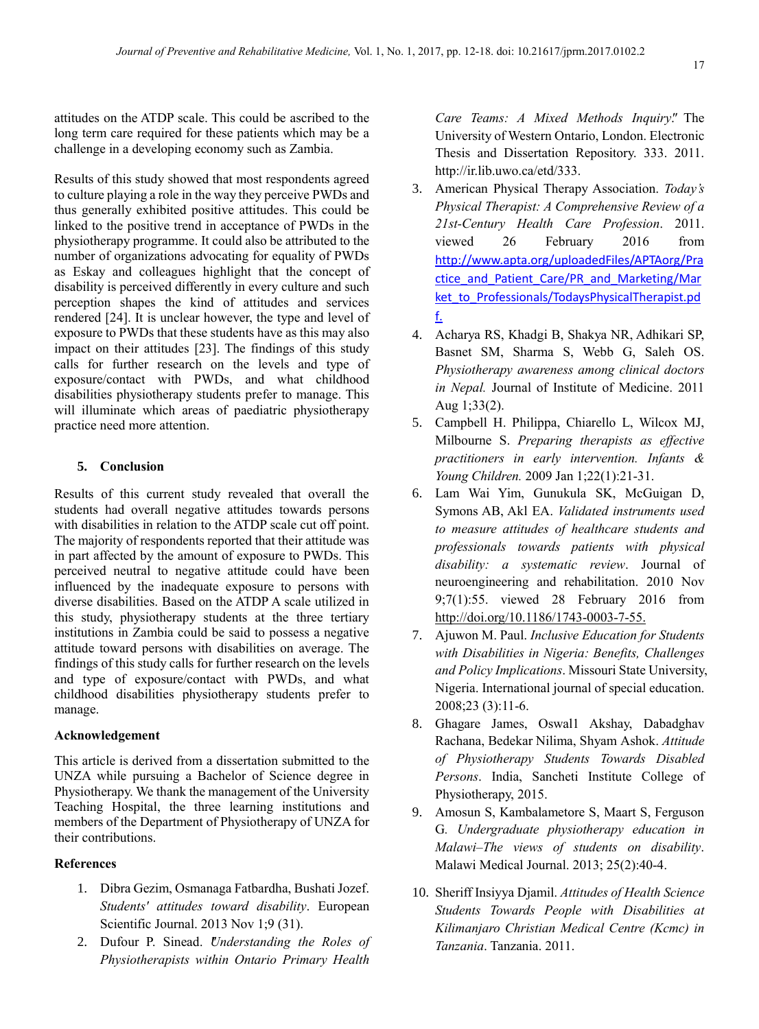attitudes on the ATDP scale. This could be ascribed to the long term care required for these patients which may be a challenge in a developing economy such as Zambia.

Results of this study showed that most respondents agreed to culture playing a role in the way they perceive PWDs and thus generally exhibited positive attitudes. This could be linked to the positive trend in acceptance of PWDs in the physiotherapy programme. It could also be attributed to the number of organizations advocating for equality of PWDs as Eskay and colleagues highlight that the concept of disability is perceived differently in every culture and such perception shapes the kind of attitudes and services rendered [24]. It is unclear however, the type and level of exposure to PWDs that these students have as this may also impact on their attitudes [23]. The findings of this study calls for further research on the levels and type of exposure/contact with PWDs, and what childhood disabilities physiotherapy students prefer to manage. This will illuminate which areas of paediatric physiotherapy practice need more attention.

## 5. Conclusion

Results of this current study revealed that overall the students had overall negative attitudes towards persons with disabilities in relation to the ATDP scale cut off point. The majority of respondents reported that their attitude was in part affected by the amount of exposure to PWDs. This perceived neutral to negative attitude could have been influenced by the inadequate exposure to persons with diverse disabilities. Based on the ATDP A scale utilized in this study, physiotherapy students at the three tertiary institutions in Zambia could be said to possess a negative attitude toward persons with disabilities on average. The findings of this study calls for further research on the levels and type of exposure/contact with PWDs, and what childhood disabilities physiotherapy students prefer to manage.

### Acknowledgement

This article is derived from a dissertation submitted to the UNZA while pursuing a Bachelor of Science degree in Physiotherapy. We thank the management of the University Teaching Hospital, the three learning institutions and members of the Department of Physiotherapy of UNZA for their contributions.

### References

1. Dibra Gezim, Osmanaga Fatbardha, Bushati Jozef. *Students' attitudes toward disability*. European Scientific Journal. 2013 Nov 1;9 (31).
2. Dufour P. Sinead. *Understanding the Roles of Physiotherapists within Ontario Primary Health Care Teams: A Mixed Methods Inquiry*." The University of Western Ontario, London. Electronic Thesis and Dissertation Repository. 333. 2011. http://ir.lib.uwo.ca/etd/333.
3. American Physical Therapy Association. *Today's Physical Therapist: A Comprehensive Review of a 21st-Century Health Care Profession*. 2011. viewed 26 February 2016 from http://www.apta.org/uploadedFiles/APTAorg/Practice_and_Patient_Care/PR_and_Marketing/Market_to_Professionals/TodaysPhysicalTherapist.pdf.
4. Acharya RS, Khadgi B, Shakya NR, Adhikari SP, Basnet SM, Sharma S, Webb G, Saleh OS. *Physiotherapy awareness among clinical doctors in Nepal.* Journal of Institute of Medicine. 2011 Aug 1;33(2).
5. Campbell H. Philippa, Chiarello L, Wilcox MJ, Milbourne S. *Preparing therapists as effective practitioners in early intervention. Infants & Young Children.* 2009 Jan 1;22(1):21-31.
6. Lam Wai Yim, Gunukula SK, McGuigan D, Symons AB, Akl EA. *Validated instruments used to measure attitudes of healthcare students and professionals towards patients with physical disability: a systematic review*. Journal of neuroengineering and rehabilitation. 2010 Nov 9;7(1):55. viewed 28 February 2016 from http://doi.org/10.1186/1743-0003-7-55.
7. Ajuwon M. Paul. *Inclusive Education for Students with Disabilities in Nigeria: Benefits, Challenges and Policy Implications*. Missouri State University, Nigeria. International journal of special education. 2008;23 (3):11-6.
8. Ghagare James, Oswal1 Akshay, Dabadghav Rachana, Bedekar Nilima, Shyam Ashok. *Attitude of Physiotherapy Students Towards Disabled Persons*. India, Sancheti Institute College of Physiotherapy, 2015.
9. Amosun S, Kambalametore S, Maart S, Ferguson G. *Undergraduate physiotherapy education in Malawi–The views of students on disability*. Malawi Medical Journal. 2013; 25(2):40-4.
10. Sheriff Insiyya Djamil. *Attitudes of Health Science Students Towards People with Disabilities at Kilimanjaro Christian Medical Centre (Kcmc) in Tanzania*. Tanzania. 2011.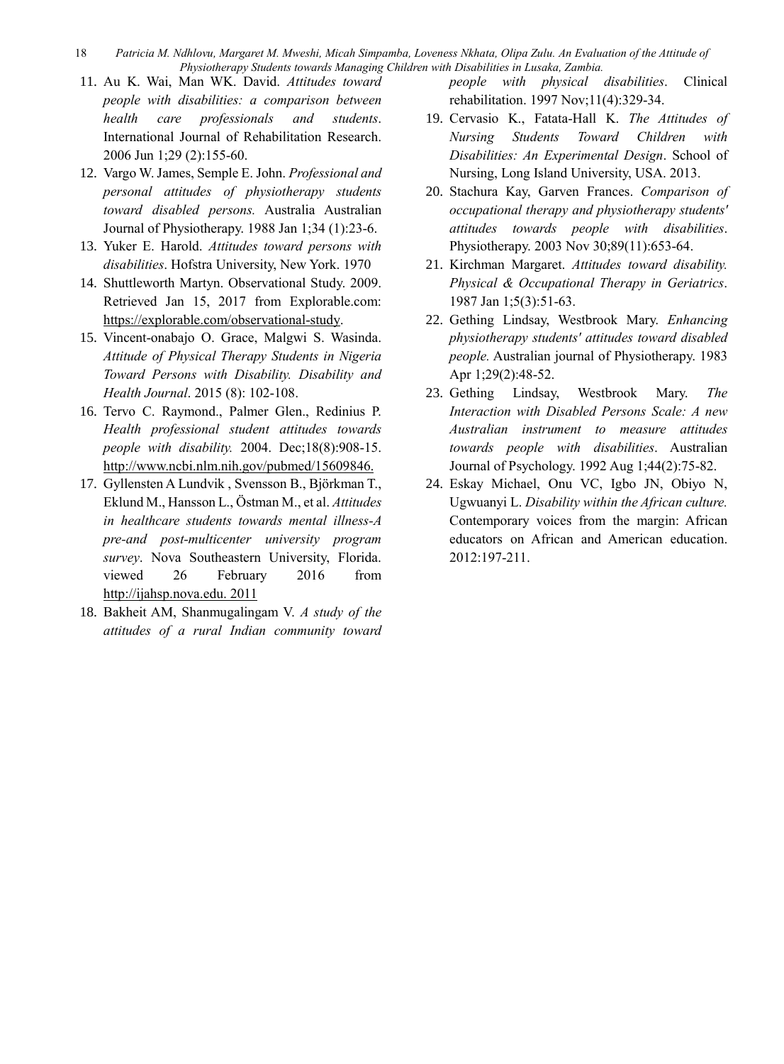11. Au K. Wai, Man WK. David. *Attitudes toward people with disabilities: a comparison between health care professionals and students*. International Journal of Rehabilitation Research. 2006 Jun 1;29 (2):155-60.
12. Vargo W. James, Semple E. John. *Professional and personal attitudes of physiotherapy students toward disabled persons.* Australia Australian Journal of Physiotherapy. 1988 Jan 1;34 (1):23-6.
13. Yuker E. Harold. *Attitudes toward persons with disabilities*. Hofstra University, New York. 1970
14. Shuttleworth Martyn. Observational Study. 2009. Retrieved Jan 15, 2017 from Explorable.com: https://explorable.com/observational-study.
15. Vincent-onabajo O. Grace, Malgwi S. Wasinda. *Attitude of Physical Therapy Students in Nigeria Toward Persons with Disability. Disability and Health Journal*. 2015 (8): 102-108.
16. Tervo C. Raymond., Palmer Glen., Redinius P. *Health professional student attitudes towards people with disability.* 2004. Dec;18(8):908-15. http://www.ncbi.nlm.nih.gov/pubmed/15609846.
17. Gyllensten A Lundvik , Svensson B., Björkman T., Eklund M., Hansson L., Östman M., et al. *Attitudes in healthcare students towards mental illness-A pre-and post-multicenter university program survey*. Nova Southeastern University, Florida. viewed 26 February 2016 from http://ijahsp.nova.edu. 2011
18. Bakheit AM, Shanmugalingam V. *A study of the attitudes of a rural Indian community toward people with physical disabilities*. Clinical rehabilitation. 1997 Nov;11(4):329-34.
19. Cervasio K., Fatata-Hall K. *The Attitudes of Nursing Students Toward Children with Disabilities: An Experimental Design*. School of Nursing, Long Island University, USA. 2013.
20. Stachura Kay, Garven Frances. *Comparison of occupational therapy and physiotherapy students' attitudes towards people with disabilities*. Physiotherapy. 2003 Nov 30;89(11):653-64.
21. Kirchman Margaret. *Attitudes toward disability. Physical & Occupational Therapy in Geriatrics*. 1987 Jan 1;5(3):51-63.
22. Gething Lindsay, Westbrook Mary. *Enhancing physiotherapy students' attitudes toward disabled people.* Australian journal of Physiotherapy. 1983 Apr 1;29(2):48-52.
23. Gething Lindsay, Westbrook Mary. *The Interaction with Disabled Persons Scale: A new Australian instrument to measure attitudes towards people with disabilities*. Australian Journal of Psychology. 1992 Aug 1;44(2):75-82.
24. Eskay Michael, Onu VC, Igbo JN, Obiyo N, Ugwuanyi L. *Disability within the African culture.* Contemporary voices from the margin: African educators on African and American education. 2012:197-211.